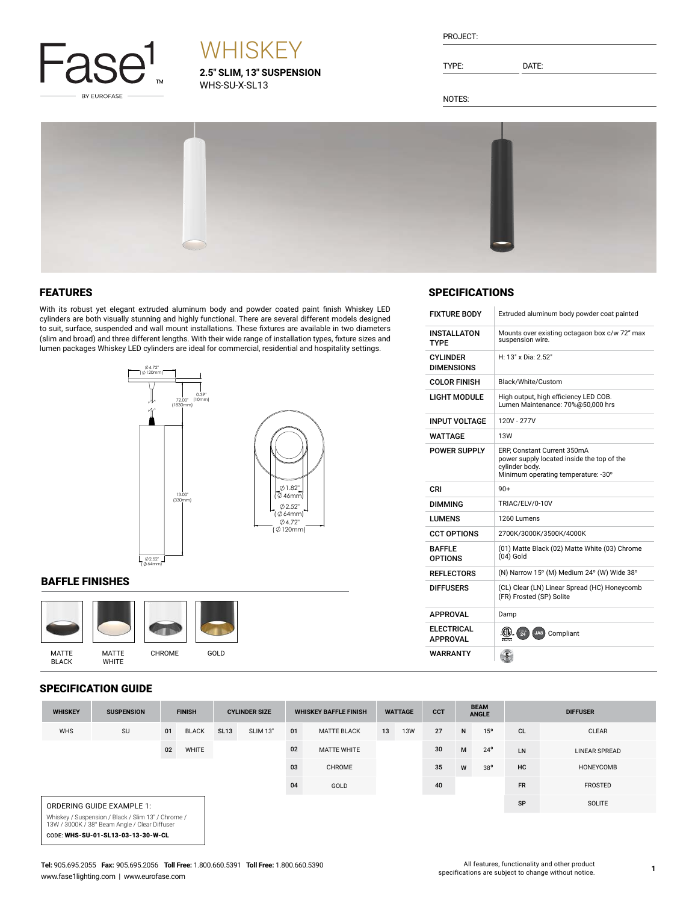Fase1 BY EUROFASE

# WHISKEY

**2.5" SLIM, 13" SUSPENSION**
WHS-SU-X-SL13

PROJECT:

TYPE: DATE:

NOTES:

## FEATURES

With its robust yet elegant extruded aluminum body and powder coated paint finish Whiskey LED cylinders are both visually stunning and highly functional. There are several different models designed to suit, surface, suspended and wall mount installations. These fixtures are available in two diameters (slim and broad) and three different lengths. With their wide range of installation types, fixture sizes and lumen packages Whiskey LED cylinders are ideal for commercial, residential and hospitality settings.

Ø 4.72" (Ø 120mm)
0.39" (10mm)
72.00" (1830mm)
13.00" (330mm)
Ø 2.52" (Ø 64mm)
Ø 1.82" (Ø 46mm)
Ø 2.52" (Ø 64mm)
Ø 4.72" (Ø 120mm)

## BAFFLE FINISHES

MATTE BLACK | MATTE WHITE | CHROME | GOLD

## SPECIFICATIONS

| | |
|---|---|
| FIXTURE BODY | Extruded aluminum body powder coat painted |
| INSTALLATON TYPE | Mounts over existing octagaon box c/w 72" max suspension wire. |
| CYLINDER DIMENSIONS | H: 13" x Dia: 2.52" |
| COLOR FINISH | Black/White/Custom |
| LIGHT MODULE | High output, high efficiency LED COB. Lumen Maintenance: 70%@50,000 hrs |
| INPUT VOLTAGE | 120V - 277V |
| WATTAGE | 13W |
| POWER SUPPLY | ERP, Constant Current 350mA power supply located inside the top of the cylinder body. Minimum operating temperature: -30° |
| CRI | 90+ |
| DIMMING | TRIAC/ELV/0-10V |
| LUMENS | 1260 Lumens |
| CCT OPTIONS | 2700K/3000K/3500K/4000K |
| BAFFLE OPTIONS | (01) Matte Black (02) Matte White (03) Chrome (04) Gold |
| REFLECTORS | (N) Narrow 15° (M) Medium 24° (W) Wide 38° |
| DIFFUSERS | (CL) Clear (LN) Linear Spread (HC) Honeycomb (FR) Frosted (SP) Solite |
| APPROVAL | Damp |
| ELECTRICAL APPROVAL | Title 24, JA8 Compliant |
| WARRANTY | 5 |

## SPECIFICATION GUIDE

| WHISKEY | SUSPENSION | FINISH | | CYLINDER SIZE | | WHISKEY BAFFLE FINISH | | WATTAGE | | CCT | BEAM ANGLE | | DIFFUSER | |
|---|---|---|---|---|---|---|---|---|---|---|---|---|---|---|
| WHS | SU | 01 | BLACK | SL13 | SLIM 13" | 01 | MATTE BLACK | 13 | 13W | 27 | N | 15° | CL | CLEAR |
| | | 02 | WHITE | | | 02 | MATTE WHITE | | | 30 | M | 24° | LN | LINEAR SPREAD |
| | | | | | | 03 | CHROME | | | 35 | W | 38° | HC | HONEYCOMB |
| | | | | | | 04 | GOLD | | | 40 | | | FR | FROSTED |
| | | | | | | | | | | | | | SP | SOLITE |

ORDERING GUIDE EXAMPLE 1:
Whiskey / Suspension / Black / Slim 13" / Chrome / 13W / 3000K / 38° Beam Angle / Clear Diffuser
CODE: **WHS-SU-01-SL13-03-13-30-W-CL**

**Tel:** 905.695.2055 **Fax:** 905.695.2056 **Toll Free:** 1.800.660.5391 **Toll Free:** 1.800.660.5390
www.fase1lighting.com | www.eurofase.com

All features, functionality and other product specifications are subject to change without notice.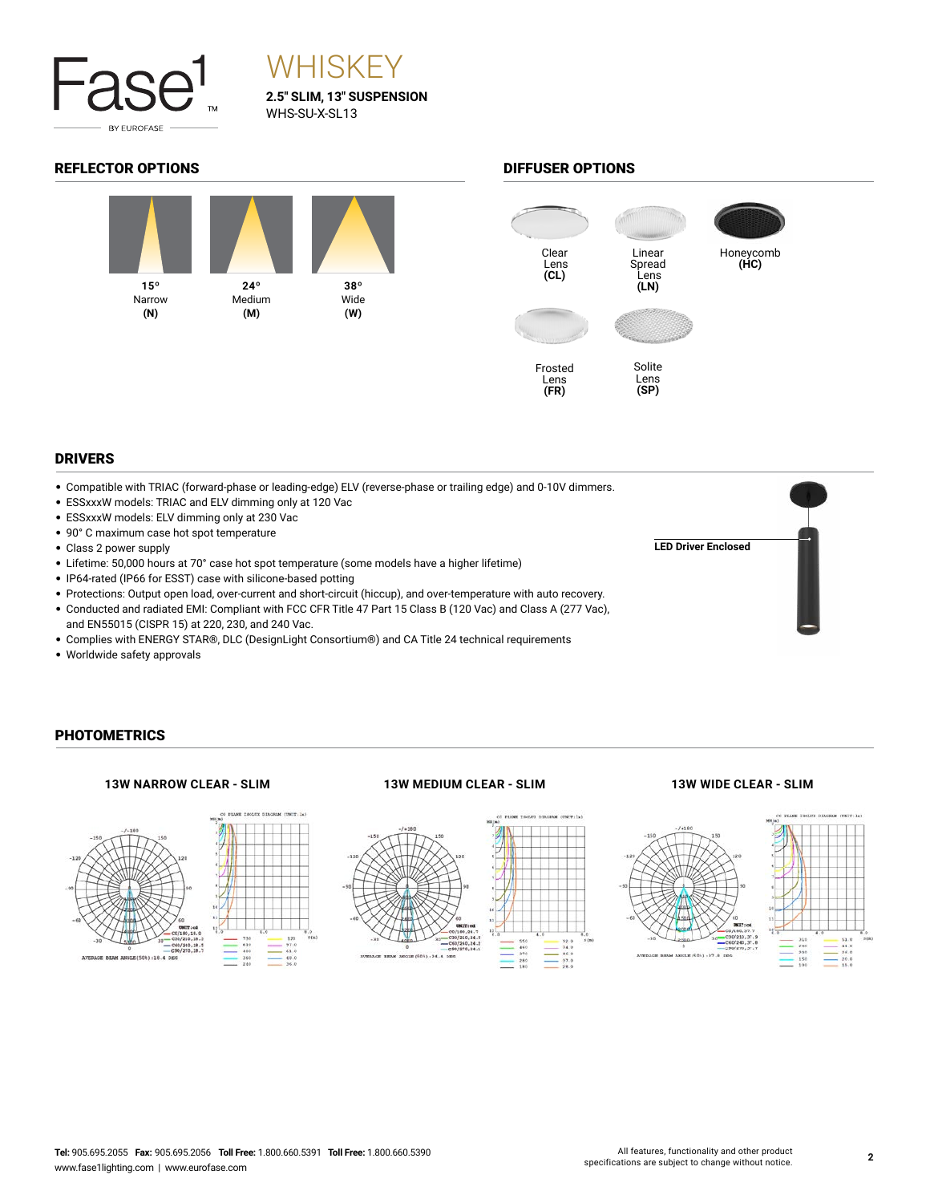# WHISKEY

**2.5" SLIM, 13" SUSPENSION**
WHS-SU-X-SL13

## REFLECTOR OPTIONS

**15°**
Narrow
**(N)**

**24°**
Medium
**(M)**

**38°**
Wide
**(W)**

## DIFFUSER OPTIONS

Clear Lens **(CL)**

Linear Spread Lens **(LN)**

Honeycomb **(HC)**

Frosted Lens **(FR)**

Solite Lens **(SP)**

## DRIVERS

- Compatible with TRIAC (forward-phase or leading-edge) ELV (reverse-phase or trailing edge) and 0-10V dimmers.
- ESSxxxW models: TRIAC and ELV dimming only at 120 Vac
- ESSxxxW models: ELV dimming only at 230 Vac
- 90° C maximum case hot spot temperature
- Class 2 power supply
- Lifetime: 50,000 hours at 70° case hot spot temperature (some models have a higher lifetime)
- IP64-rated (IP66 for ESST) case with silicone-based potting
- Protections: Output open load, over-current and short-circuit (hiccup), and over-temperature with auto recovery.
- Conducted and radiated EMI: Compliant with FCC CFR Title 47 Part 15 Class B (120 Vac) and Class A (277 Vac), and EN55015 (CISPR 15) at 220, 230, and 240 Vac.
- Complies with ENERGY STAR®, DLC (DesignLight Consortium®) and CA Title 24 technical requirements
- Worldwide safety approvals

**LED Driver Enclosed**

## PHOTOMETRICS

**13W NARROW CLEAR - SLIM**

AVERAGE BEAM ANGLE(50%):18.4 DEG

**13W MEDIUM CLEAR - SLIM**

AVERAGE BEAM ANGLE(50%):24.4 DEG

**13W WIDE CLEAR - SLIM**

AVERAGE BEAM ANGLE(50%):37.8 DEG

**Tel:** 905.695.2055 **Fax:** 905.695.2056 **Toll Free:** 1.800.660.5391 **Toll Free:** 1.800.660.5390
www.fase1lighting.com | www.eurofase.com

All features, functionality and other product specifications are subject to change without notice.